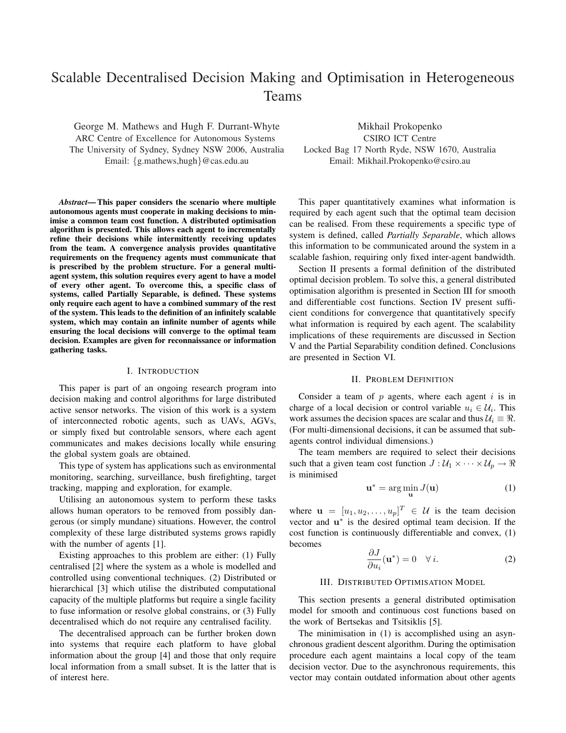# Scalable Decentralised Decision Making and Optimisation in Heterogeneous Teams

George M. Mathews and Hugh F. Durrant-Whyte
ARC Centre of Excellence for Autonomous Systems
The University of Sydney, Sydney NSW 2006, Australia
Email: {g.mathews,hugh}@cas.edu.au

Mikhail Prokopenko
CSIRO ICT Centre
Locked Bag 17 North Ryde, NSW 1670, Australia
Email: Mikhail.Prokopenko@csiro.au

***Abstract*— This paper considers the scenario where multiple autonomous agents must cooperate in making decisions to minimise a common team cost function. A distributed optimisation algorithm is presented. This allows each agent to incrementally refine their decisions while intermittently receiving updates from the team. A convergence analysis provides quantitative requirements on the frequency agents must communicate that is prescribed by the problem structure. For a general multi-agent system, this solution requires every agent to have a model of every other agent. To overcome this, a specific class of systems, called Partially Separable, is defined. These systems only require each agent to have a combined summary of the rest of the system. This leads to the definition of an infinitely scalable system, which may contain an infinite number of agents while ensuring the local decisions will converge to the optimal team decision. Examples are given for reconnaissance or information gathering tasks.**

## I. Introduction

This paper is part of an ongoing research program into decision making and control algorithms for large distributed active sensor networks. The vision of this work is a system of interconnected robotic agents, such as UAVs, AGVs, or simply fixed but controlable sensors, where each agent communicates and makes decisions locally while ensuring the global system goals are obtained.

This type of system has applications such as environmental monitoring, searching, surveillance, bush firefighting, target tracking, mapping and exploration, for example.

Utilising an autonomous system to perform these tasks allows human operators to be removed from possibly dangerous (or simply mundane) situations. However, the control complexity of these large distributed systems grows rapidly with the number of agents [1].

Existing approaches to this problem are either: (1) Fully centralised [2] where the system as a whole is modelled and controlled using conventional techniques. (2) Distributed or hierarchical [3] which utilise the distributed computational capacity of the multiple platforms but require a single facility to fuse information or resolve global constrains, or (3) Fully decentralised which do not require any centralised facility.

The decentralised approach can be further broken down into systems that require each platform to have global information about the group [4] and those that only require local information from a small subset. It is the latter that is of interest here.

This paper quantitatively examines what information is required by each agent such that the optimal team decision can be realised. From these requirements a specific type of system is defined, called *Partially Separable*, which allows this information to be communicated around the system in a scalable fashion, requiring only fixed inter-agent bandwidth.

Section II presents a formal definition of the distributed optimal decision problem. To solve this, a general distributed optimisation algorithm is presented in Section III for smooth and differentiable cost functions. Section IV present sufficient conditions for convergence that quantitatively specify what information is required by each agent. The scalability implications of these requirements are discussed in Section V and the Partial Separability condition defined. Conclusions are presented in Section VI.

## II. Problem Definition

Consider a team of $p$ agents, where each agent $i$ is in charge of a local decision or control variable $u_i \in \mathcal{U}_i$. This work assumes the decision spaces are scalar and thus $\mathcal{U}_i \equiv \Re$. (For multi-dimensional decisions, it can be assumed that sub-agents control individual dimensions.)

The team members are required to select their decisions such that a given team cost function $J : \mathcal{U}_1 \times \cdots \times \mathcal{U}_p \to \Re$ is minimised

$$\mathbf{u}^* = \arg\min_{\mathbf{u}} J(\mathbf{u}) \tag{1}$$

where $\mathbf{u} = [u_1, u_2, \ldots, u_p]^T \in \mathcal{U}$ is the team decision vector and $\mathbf{u}^*$ is the desired optimal team decision. If the cost function is continuously differentiable and convex, (1) becomes

$$\frac{\partial J}{\partial u_i}(\mathbf{u}^*) = 0 \quad \forall\, i. \tag{2}$$

## III. Distributed Optimisation Model

This section presents a general distributed optimisation model for smooth and continuous cost functions based on the work of Bertsekas and Tsitsiklis [5].

The minimisation in (1) is accomplished using an asynchronous gradient descent algorithm. During the optimisation procedure each agent maintains a local copy of the team decision vector. Due to the asynchronous requirements, this vector may contain outdated information about other agents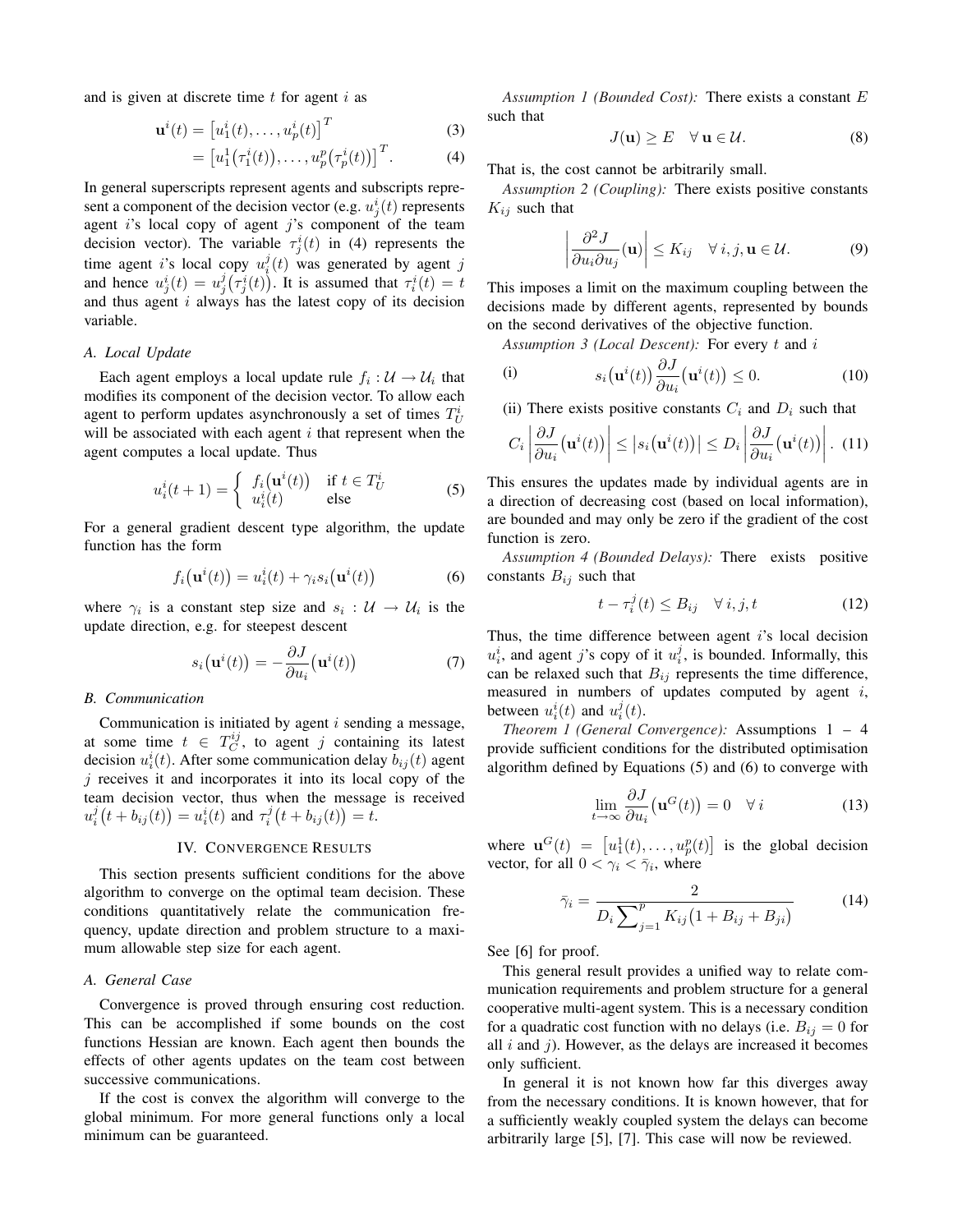and is given at discrete time $t$ for agent $i$ as

$$\mathbf{u}^i(t) = \left[u_1^i(t), \ldots, u_p^i(t)\right]^T \tag{3}$$

$$= \left[u_1^1\big(\tau_1^i(t)\big), \ldots, u_p^p\big(\tau_p^i(t)\big)\right]^T. \tag{4}$$

In general superscripts represent agents and subscripts represent a component of the decision vector (e.g. $u_j^i(t)$ represents agent $i$'s local copy of agent $j$'s component of the team decision vector). The variable $\tau_j^i(t)$ in (4) represents the time agent $i$'s local copy $u_i^j(t)$ was generated by agent $j$ and hence $u_j^i(t) = u_j^j\big(\tau_j^i(t)\big)$. It is assumed that $\tau_i^i(t) = t$ and thus agent $i$ always has the latest copy of its decision variable.

### A. Local Update

Each agent employs a local update rule $f_i : \mathcal{U} \to \mathcal{U}_i$ that modifies its component of the decision vector. To allow each agent to perform updates asynchronously a set of times $T_U^i$ will be associated with each agent $i$ that represent when the agent computes a local update. Thus

$$u_i^i(t+1) = \begin{cases} f_i\big(\mathbf{u}^i(t)\big) & \text{if } t \in T_U^i \\ u_i^i(t) & \text{else} \end{cases} \tag{5}$$

For a general gradient descent type algorithm, the update function has the form

$$f_i\big(\mathbf{u}^i(t)\big) = u_i^i(t) + \gamma_i s_i\big(\mathbf{u}^i(t)\big) \tag{6}$$

where $\gamma_i$ is a constant step size and $s_i : \mathcal{U} \to \mathcal{U}_i$ is the update direction, e.g. for steepest descent

$$s_i\big(\mathbf{u}^i(t)\big) = -\frac{\partial J}{\partial u_i}\big(\mathbf{u}^i(t)\big) \tag{7}$$

### B. Communication

Communication is initiated by agent $i$ sending a message, at some time $t \in T_C^{ij}$, to agent $j$ containing its latest decision $u_i^i(t)$. After some communication delay $b_{ij}(t)$ agent $j$ receives it and incorporates it into its local copy of the team decision vector, thus when the message is received $u_i^j\big(t + b_{ij}(t)\big) = u_i^i(t)$ and $\tau_i^j\big(t + b_{ij}(t)\big) = t$.

## IV. Convergence Results

This section presents sufficient conditions for the above algorithm to converge on the optimal team decision. These conditions quantitatively relate the communication frequency, update direction and problem structure to a maximum allowable step size for each agent.

### A. General Case

Convergence is proved through ensuring cost reduction. This can be accomplished if some bounds on the cost functions Hessian are known. Each agent then bounds the effects of other agents updates on the team cost between successive communications.

If the cost is convex the algorithm will converge to the global minimum. For more general functions only a local minimum can be guaranteed.

*Assumption 1 (Bounded Cost):* There exists a constant $E$ such that

$$J(\mathbf{u}) \geq E \quad \forall\, \mathbf{u} \in \mathcal{U}. \tag{8}$$

That is, the cost cannot be arbitrarily small.

*Assumption 2 (Coupling):* There exists positive constants $K_{ij}$ such that

$$\left| \frac{\partial^2 J}{\partial u_i \partial u_j}(\mathbf{u}) \right| \leq K_{ij} \quad \forall\, i, j, \mathbf{u} \in \mathcal{U}. \tag{9}$$

This imposes a limit on the maximum coupling between the decisions made by different agents, represented by bounds on the second derivatives of the objective function.

*Assumption 3 (Local Descent):* For every $t$ and $i$

(i)
$$s_i\big(\mathbf{u}^i(t)\big) \frac{\partial J}{\partial u_i}\big(\mathbf{u}^i(t)\big) \leq 0. \tag{10}$$

(ii) There exists positive constants $C_i$ and $D_i$ such that

$$C_i \left| \frac{\partial J}{\partial u_i}\big(\mathbf{u}^i(t)\big) \right| \leq \left| s_i\big(\mathbf{u}^i(t)\big) \right| \leq D_i \left| \frac{\partial J}{\partial u_i}\big(\mathbf{u}^i(t)\big) \right|. \tag{11}$$

This ensures the updates made by individual agents are in a direction of decreasing cost (based on local information), are bounded and may only be zero if the gradient of the cost function is zero.

*Assumption 4 (Bounded Delays):* There exists positive constants $B_{ij}$ such that

$$t - \tau_i^j(t) \leq B_{ij} \quad \forall\, i, j, t \tag{12}$$

Thus, the time difference between agent $i$'s local decision $u_i^i$, and agent $j$'s copy of it $u_i^j$, is bounded. Informally, this can be relaxed such that $B_{ij}$ represents the time difference, measured in numbers of updates computed by agent $i$, between $u_i^i(t)$ and $u_i^j(t)$.

*Theorem 1 (General Convergence):* Assumptions 1 – 4 provide sufficient conditions for the distributed optimisation algorithm defined by Equations (5) and (6) to converge with

$$\lim_{t \to \infty} \frac{\partial J}{\partial u_i}\big(\mathbf{u}^G(t)\big) = 0 \quad \forall\, i \tag{13}$$

where $\mathbf{u}^G(t) = \left[u_1^1(t), \ldots, u_p^p(t)\right]$ is the global decision vector, for all $0 < \gamma_i < \bar{\gamma}_i$, where

$$\bar{\gamma}_i = \frac{2}{D_i \sum_{j=1}^{p} K_{ij}\big(1 + B_{ij} + B_{ji}\big)} \tag{14}$$

See [6] for proof.

This general result provides a unified way to relate communication requirements and problem structure for a general cooperative multi-agent system. This is a necessary condition for a quadratic cost function with no delays (i.e. $B_{ij} = 0$ for all $i$ and $j$). However, as the delays are increased it becomes only sufficient.

In general it is not known how far this diverges away from the necessary conditions. It is known however, that for a sufficiently weakly coupled system the delays can become arbitrarily large [5], [7]. This case will now be reviewed.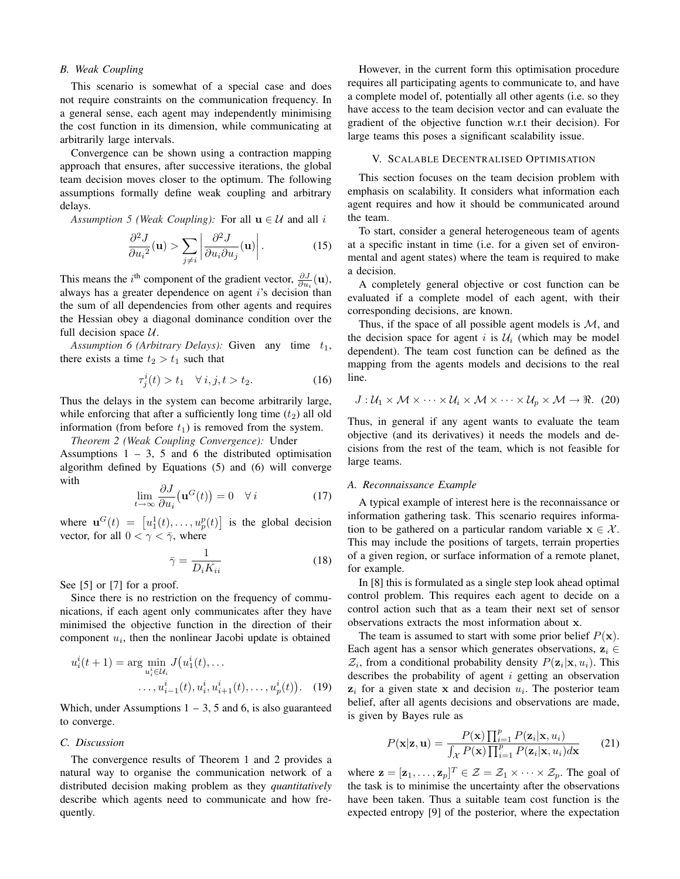### B. Weak Coupling

This scenario is somewhat of a special case and does not require constraints on the communication frequency. In a general sense, each agent may independently minimising the cost function in its dimension, while communicating at arbitrarily large intervals.

Convergence can be shown using a contraction mapping approach that ensures, after successive iterations, the global team decision moves closer to the optimum. The following assumptions formally define weak coupling and arbitrary delays.

*Assumption 5 (Weak Coupling):* For all $\mathbf{u} \in \mathcal{U}$ and all $i$

$$\frac{\partial^2 J}{\partial {u_i}^2}(\mathbf{u}) > \sum_{j \neq i} \left| \frac{\partial^2 J}{\partial u_i \partial u_j}(\mathbf{u}) \right|. \tag{15}$$

This means the $i^{\text{th}}$ component of the gradient vector, $\frac{\partial J}{\partial u_i}(\mathbf{u})$, always has a greater dependence on agent $i$'s decision than the sum of all dependencies from other agents and requires the Hessian obey a diagonal dominance condition over the full decision space $\mathcal{U}$.

*Assumption 6 (Arbitrary Delays):* Given any time $t_1$, there exists a time $t_2 > t_1$ such that

$$\tau_j^i(t) > t_1 \quad \forall\, i, j, t > t_2. \tag{16}$$

Thus the delays in the system can become arbitrarily large, while enforcing that after a sufficiently long time ($t_2$) all old information (from before $t_1$) is removed from the system.

*Theorem 2 (Weak Coupling Convergence):* Under Assumptions 1 – 3, 5 and 6 the distributed optimisation algorithm defined by Equations (5) and (6) will converge with

$$\lim_{t \to \infty} \frac{\partial J}{\partial u_i}\big(\mathbf{u}^G(t)\big) = 0 \quad \forall\, i \tag{17}$$

where $\mathbf{u}^G(t) = \big[u_1^1(t), \ldots, u_p^p(t)\big]$ is the global decision vector, for all $0 < \gamma < \bar{\gamma}$, where

$$\bar{\gamma} = \frac{1}{D_i K_{ii}} \tag{18}$$

See [5] or [7] for a proof.

Since there is no restriction on the frequency of communications, if each agent only communicates after they have minimised the objective function in the direction of their component $u_i$, then the nonlinear Jacobi update is obtained

$$u_i^i(t+1) = \arg\min_{u_i^i \in \mathcal{U}_i} J\big(u_1^i(t), \ldots \\ \ldots, u_{i-1}^i(t), u_i^i, u_{i+1}^i(t), \ldots, u_p^i(t)\big). \tag{19}$$

Which, under Assumptions 1 – 3, 5 and 6, is also guaranteed to converge.

### C. Discussion

The convergence results of Theorem 1 and 2 provides a natural way to organise the communication network of a distributed decision making problem as they *quantitatively* describe which agents need to communicate and how frequently.

However, in the current form this optimisation procedure requires all participating agents to communicate to, and have a complete model of, potentially all other agents (i.e. so they have access to the team decision vector and can evaluate the gradient of the objective function w.r.t their decision). For large teams this poses a significant scalability issue.

## V. Scalable Decentralised Optimisation

This section focuses on the team decision problem with emphasis on scalability. It considers what information each agent requires and how it should be communicated around the team.

To start, consider a general heterogeneous team of agents at a specific instant in time (i.e. for a given set of environmental and agent states) where the team is required to make a decision.

A completely general objective or cost function can be evaluated if a complete model of each agent, with their corresponding decisions, are known.

Thus, if the space of all possible agent models is $\mathcal{M}$, and the decision space for agent $i$ is $\mathcal{U}_i$ (which may be model dependent). The team cost function can be defined as the mapping from the agents models and decisions to the real line.

$$J : \mathcal{U}_1 \times \mathcal{M} \times \cdots \times \mathcal{U}_i \times \mathcal{M} \times \cdots \times \mathcal{U}_p \times \mathcal{M} \to \Re. \tag{20}$$

Thus, in general if any agent wants to evaluate the team objective (and its derivatives) it needs the models and decisions from the rest of the team, which is not feasible for large teams.

### A. Reconnaissance Example

A typical example of interest here is the reconnaissance or information gathering task. This scenario requires information to be gathered on a particular random variable $\mathbf{x} \in \mathcal{X}$. This may include the positions of targets, terrain properties of a given region, or surface information of a remote planet, for example.

In [8] this is formulated as a single step look ahead optimal control problem. This requires each agent to decide on a control action such that as a team their next set of sensor observations extracts the most information about $\mathbf{x}$.

The team is assumed to start with some prior belief $P(\mathbf{x})$. Each agent has a sensor which generates observations, $\mathbf{z}_i \in \mathcal{Z}_i$, from a conditional probability density $P(\mathbf{z}_i|\mathbf{x}, u_i)$. This describes the probability of agent $i$ getting an observation $\mathbf{z}_i$ for a given state $\mathbf{x}$ and decision $u_i$. The posterior team belief, after all agents decisions and observations are made, is given by Bayes rule as

$$P(\mathbf{x}|\mathbf{z}, \mathbf{u}) = \frac{P(\mathbf{x}) \prod_{i=1}^{p} P(\mathbf{z}_i|\mathbf{x}, u_i)}{\int_{\mathcal{X}} P(\mathbf{x}) \prod_{i=1}^{p} P(\mathbf{z}_i|\mathbf{x}, u_i) d\mathbf{x}} \tag{21}$$

where $\mathbf{z} = [\mathbf{z}_1, \ldots, \mathbf{z}_p]^T \in \mathcal{Z} = \mathcal{Z}_1 \times \cdots \times \mathcal{Z}_p$. The goal of the task is to minimise the uncertainty after the observations have been taken. Thus a suitable team cost function is the expected entropy [9] of the posterior, where the expectation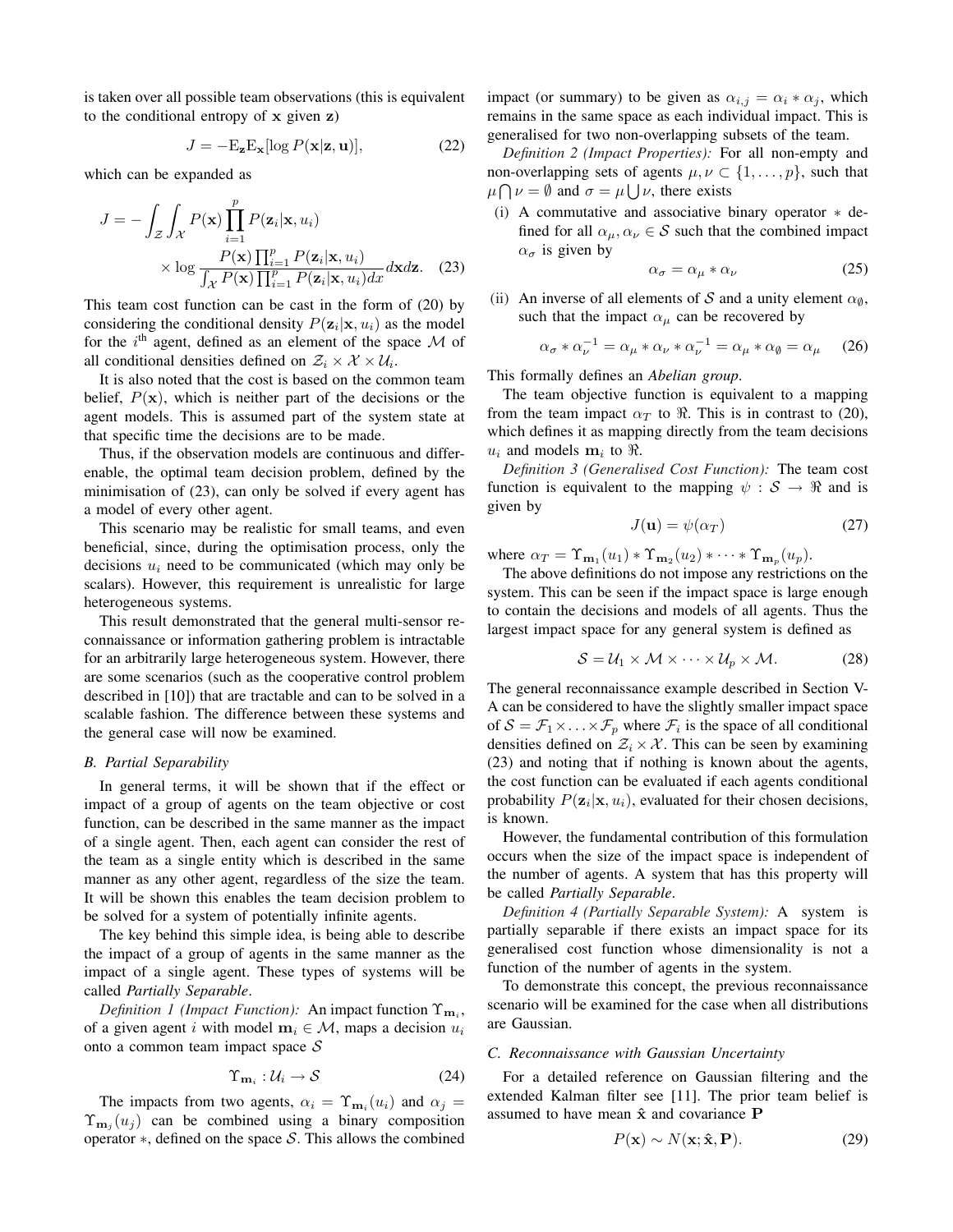is taken over all possible team observations (this is equivalent to the conditional entropy of $\mathbf{x}$ given $\mathbf{z}$)

$$J = -\mathrm{E}_{\mathbf{z}}\mathrm{E}_{\mathbf{x}}[\log P(\mathbf{x}|\mathbf{z},\mathbf{u})], \tag{22}$$

which can be expanded as

$$J = -\int_{\mathcal{Z}}\int_{\mathcal{X}} P(\mathbf{x})\prod_{i=1}^{p} P(\mathbf{z}_i|\mathbf{x},u_i) \times \log \frac{P(\mathbf{x})\prod_{i=1}^{p} P(\mathbf{z}_i|\mathbf{x},u_i)}{\int_{\mathcal{X}} P(\mathbf{x})\prod_{i=1}^{p} P(\mathbf{z}_i|\mathbf{x},u_i)dx} d\mathbf{x}d\mathbf{z}. \tag{23}$$

This team cost function can be cast in the form of (20) by considering the conditional density $P(\mathbf{z}_i|\mathbf{x},u_i)$ as the model for the $i^{\text{th}}$ agent, defined as an element of the space $\mathcal{M}$ of all conditional densities defined on $\mathcal{Z}_i \times \mathcal{X} \times \mathcal{U}_i$.

It is also noted that the cost is based on the common team belief, $P(\mathbf{x})$, which is neither part of the decisions or the agent models. This is assumed part of the system state at that specific time the decisions are to be made.

Thus, if the observation models are continuous and differenable, the optimal team decision problem, defined by the minimisation of (23), can only be solved if every agent has a model of every other agent.

This scenario may be realistic for small teams, and even beneficial, since, during the optimisation process, only the decisions $u_i$ need to be communicated (which may only be scalars). However, this requirement is unrealistic for large heterogeneous systems.

This result demonstrated that the general multi-sensor reconnaissance or information gathering problem is intractable for an arbitrarily large heterogeneous system. However, there are some scenarios (such as the cooperative control problem described in [10]) that are tractable and can to be solved in a scalable fashion. The difference between these systems and the general case will now be examined.

### B. Partial Separability

In general terms, it will be shown that if the effect or impact of a group of agents on the team objective or cost function, can be described in the same manner as the impact of a single agent. Then, each agent can consider the rest of the team as a single entity which is described in the same manner as any other agent, regardless of the size the team. It will be shown this enables the team decision problem to be solved for a system of potentially infinite agents.

The key behind this simple idea, is being able to describe the impact of a group of agents in the same manner as the impact of a single agent. These types of systems will be called *Partially Separable*.

*Definition 1 (Impact Function):* An impact function $\Upsilon_{\mathbf{m}_i}$, of a given agent $i$ with model $\mathbf{m}_i \in \mathcal{M}$, maps a decision $u_i$ onto a common team impact space $\mathcal{S}$

$$\Upsilon_{\mathbf{m}_i} : \mathcal{U}_i \rightarrow \mathcal{S} \tag{24}$$

The impacts from two agents, $\alpha_i = \Upsilon_{\mathbf{m}_i}(u_i)$ and $\alpha_j = \Upsilon_{\mathbf{m}_j}(u_j)$ can be combined using a binary composition operator $*$, defined on the space $\mathcal{S}$. This allows the combined impact (or summary) to be given as $\alpha_{i,j} = \alpha_i * \alpha_j$, which remains in the same space as each individual impact. This is generalised for two non-overlapping subsets of the team.

*Definition 2 (Impact Properties):* For all non-empty and non-overlapping sets of agents $\mu, \nu \subset \{1,\ldots,p\}$, such that $\mu \bigcap \nu = \emptyset$ and $\sigma = \mu \bigcup \nu$, there exists

(i) A commutative and associative binary operator $*$ defined for all $\alpha_\mu, \alpha_\nu \in \mathcal{S}$ such that the combined impact $\alpha_\sigma$ is given by

$$\alpha_\sigma = \alpha_\mu * \alpha_\nu \tag{25}$$

(ii) An inverse of all elements of $\mathcal{S}$ and a unity element $\alpha_\emptyset$, such that the impact $\alpha_\mu$ can be recovered by

$$\alpha_\sigma * \alpha_\nu^{-1} = \alpha_\mu * \alpha_\nu * \alpha_\nu^{-1} = \alpha_\mu * \alpha_\emptyset = \alpha_\mu \tag{26}$$

This formally defines an *Abelian group*.

The team objective function is equivalent to a mapping from the team impact $\alpha_T$ to $\Re$. This is in contrast to (20), which defines it as mapping directly from the team decisions $u_i$ and models $\mathbf{m}_i$ to $\Re$.

*Definition 3 (Generalised Cost Function):* The team cost function is equivalent to the mapping $\psi : \mathcal{S} \rightarrow \Re$ and is given by

$$J(\mathbf{u}) = \psi(\alpha_T) \tag{27}$$

where $\alpha_T = \Upsilon_{\mathbf{m}_1}(u_1) * \Upsilon_{\mathbf{m}_2}(u_2) * \cdots * \Upsilon_{\mathbf{m}_p}(u_p)$.

The above definitions do not impose any restrictions on the system. This can be seen if the impact space is large enough to contain the decisions and models of all agents. Thus the largest impact space for any general system is defined as

$$\mathcal{S} = \mathcal{U}_1 \times \mathcal{M} \times \cdots \times \mathcal{U}_p \times \mathcal{M}. \tag{28}$$

The general reconnaissance example described in Section V-A can be considered to have the slightly smaller impact space of $\mathcal{S} = \mathcal{F}_1 \times \ldots \times \mathcal{F}_p$ where $\mathcal{F}_i$ is the space of all conditional densities defined on $\mathcal{Z}_i \times \mathcal{X}$. This can be seen by examining (23) and noting that if nothing is known about the agents, the cost function can be evaluated if each agents conditional probability $P(\mathbf{z}_i|\mathbf{x},u_i)$, evaluated for their chosen decisions, is known.

However, the fundamental contribution of this formulation occurs when the size of the impact space is independent of the number of agents. A system that has this property will be called *Partially Separable*.

*Definition 4 (Partially Separable System):* A system is partially separable if there exists an impact space for its generalised cost function whose dimensionality is not a function of the number of agents in the system.

To demonstrate this concept, the previous reconnaissance scenario will be examined for the case when all distributions are Gaussian.

### C. Reconnaissance with Gaussian Uncertainty

For a detailed reference on Gaussian filtering and the extended Kalman filter see [11]. The prior team belief is assumed to have mean $\hat{\mathbf{x}}$ and covariance $\mathbf{P}$

$$P(\mathbf{x}) \sim N(\mathbf{x}; \hat{\mathbf{x}}, \mathbf{P}). \tag{29}$$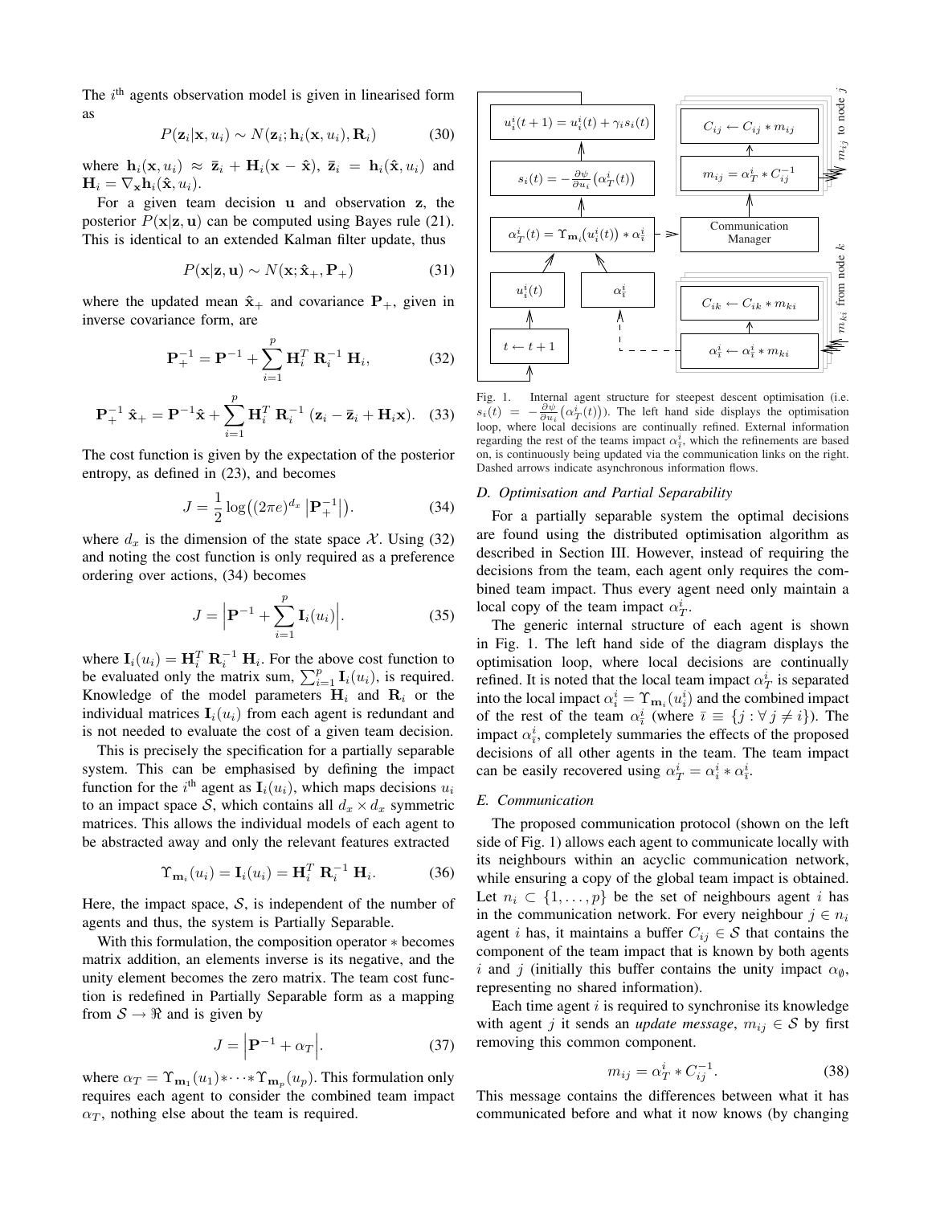The $i^{\text{th}}$ agents observation model is given in linearised form as

$$P(\mathbf{z}_i|\mathbf{x}, u_i) \sim N(\mathbf{z}_i; \mathbf{h}_i(\mathbf{x}, u_i), \mathbf{R}_i) \tag{30}$$

where $\mathbf{h}_i(\mathbf{x}, u_i) \approx \bar{\mathbf{z}}_i + \mathbf{H}_i(\mathbf{x} - \hat{\mathbf{x}})$, $\bar{\mathbf{z}}_i = \mathbf{h}_i(\hat{\mathbf{x}}, u_i)$ and $\mathbf{H}_i = \nabla_{\mathbf{x}} \mathbf{h}_i(\hat{\mathbf{x}}, u_i)$.

For a given team decision $\mathbf{u}$ and observation $\mathbf{z}$, the posterior $P(\mathbf{x}|\mathbf{z}, \mathbf{u})$ can be computed using Bayes rule (21). This is identical to an extended Kalman filter update, thus

$$P(\mathbf{x}|\mathbf{z}, \mathbf{u}) \sim N(\mathbf{x}; \hat{\mathbf{x}}_+, \mathbf{P}_+) \tag{31}$$

where the updated mean $\hat{\mathbf{x}}_+$ and covariance $\mathbf{P}_+$, given in inverse covariance form, are

$$\mathbf{P}_+^{-1} = \mathbf{P}^{-1} + \sum_{i=1}^{p} \mathbf{H}_i^T \, \mathbf{R}_i^{-1} \, \mathbf{H}_i, \tag{32}$$

$$\mathbf{P}_+^{-1} \, \hat{\mathbf{x}}_+ = \mathbf{P}^{-1}\hat{\mathbf{x}} + \sum_{i=1}^{p} \mathbf{H}_i^T \, \mathbf{R}_i^{-1} \, (\mathbf{z}_i - \bar{\mathbf{z}}_i + \mathbf{H}_i \mathbf{x}). \tag{33}$$

The cost function is given by the expectation of the posterior entropy, as defined in (23), and becomes

$$J = \frac{1}{2} \log\big((2\pi e)^{d_x} \left|\mathbf{P}_+^{-1}\right|\big). \tag{34}$$

where $d_x$ is the dimension of the state space $\mathcal{X}$. Using (32) and noting the cost function is only required as a preference ordering over actions, (34) becomes

$$J = \Big|\mathbf{P}^{-1} + \sum_{i=1}^{p} \mathbf{I}_i(u_i)\Big|. \tag{35}$$

where $\mathbf{I}_i(u_i) = \mathbf{H}_i^T \, \mathbf{R}_i^{-1} \, \mathbf{H}_i$. For the above cost function to be evaluated only the matrix sum, $\sum_{i=1}^{p} \mathbf{I}_i(u_i)$, is required. Knowledge of the model parameters $\mathbf{H}_i$ and $\mathbf{R}_i$ or the individual matrices $\mathbf{I}_i(u_i)$ from each agent is redundant and is not needed to evaluate the cost of a given team decision.

This is precisely the specification for a partially separable system. This can be emphasised by defining the impact function for the $i^{\text{th}}$ agent as $\mathbf{I}_i(u_i)$, which maps decisions $u_i$ to an impact space $\mathcal{S}$, which contains all $d_x \times d_x$ symmetric matrices. This allows the individual models of each agent to be abstracted away and only the relevant features extracted

$$\Upsilon_{\mathbf{m}_i}(u_i) = \mathbf{I}_i(u_i) = \mathbf{H}_i^T \, \mathbf{R}_i^{-1} \, \mathbf{H}_i. \tag{36}$$

Here, the impact space, $\mathcal{S}$, is independent of the number of agents and thus, the system is Partially Separable.

With this formulation, the composition operator $*$ becomes matrix addition, an elements inverse is its negative, and the unity element becomes the zero matrix. The team cost function is redefined in Partially Separable form as a mapping from $\mathcal{S} \rightarrow \Re$ and is given by

$$J = \Big|\mathbf{P}^{-1} + \alpha_T\Big|. \tag{37}$$

where $\alpha_T = \Upsilon_{\mathbf{m}_1}(u_1) * \cdots * \Upsilon_{\mathbf{m}_p}(u_p)$. This formulation only requires each agent to consider the combined team impact $\alpha_T$, nothing else about the team is required.

Fig. 1. Internal agent structure for steepest descent optimisation (i.e. $s_i(t) = -\frac{\partial \psi}{\partial u_i}\big(\alpha_T^i(t)\big)$). The left hand side displays the optimisation loop, where local decisions are continually refined. External information regarding the rest of the teams impact $\alpha_{\bar{i}}^i$, which the refinements are based on, is continuously being updated via the communication links on the right. Dashed arrows indicate asynchronous information flows.

### D. Optimisation and Partial Separability

For a partially separable system the optimal decisions are found using the distributed optimisation algorithm as described in Section III. However, instead of requiring the decisions from the team, each agent only requires the combined team impact. Thus every agent need only maintain a local copy of the team impact $\alpha_T^i$.

The generic internal structure of each agent is shown in Fig. 1. The left hand side of the diagram displays the optimisation loop, where local decisions are continually refined. It is noted that the local team impact $\alpha_T^i$ is separated into the local impact $\alpha_i^i = \Upsilon_{\mathbf{m}_i}(u_i^i)$ and the combined impact of the rest of the team $\alpha_{\bar{i}}^i$ (where $\bar{\imath} \equiv \{j : \forall j \neq i\}$). The impact $\alpha_{\bar{i}}^i$, completely summaries the effects of the proposed decisions of all other agents in the team. The team impact can be easily recovered using $\alpha_T^i = \alpha_i^i * \alpha_{\bar{i}}^i$.

### E. Communication

The proposed communication protocol (shown on the left side of Fig. 1) allows each agent to communicate locally with its neighbours within an acyclic communication network, while ensuring a copy of the global team impact is obtained. Let $n_i \subset \{1, \ldots, p\}$ be the set of neighbours agent $i$ has in the communication network. For every neighbour $j \in n_i$ agent $i$ has, it maintains a buffer $C_{ij} \in \mathcal{S}$ that contains the component of the team impact that is known by both agents $i$ and $j$ (initially this buffer contains the unity impact $\alpha_\emptyset$, representing no shared information).

Each time agent $i$ is required to synchronise its knowledge with agent $j$ it sends an *update message*, $m_{ij} \in \mathcal{S}$ by first removing this common component.

$$m_{ij} = \alpha_T^i * C_{ij}^{-1}. \tag{38}$$

This message contains the differences between what it has communicated before and what it now knows (by changing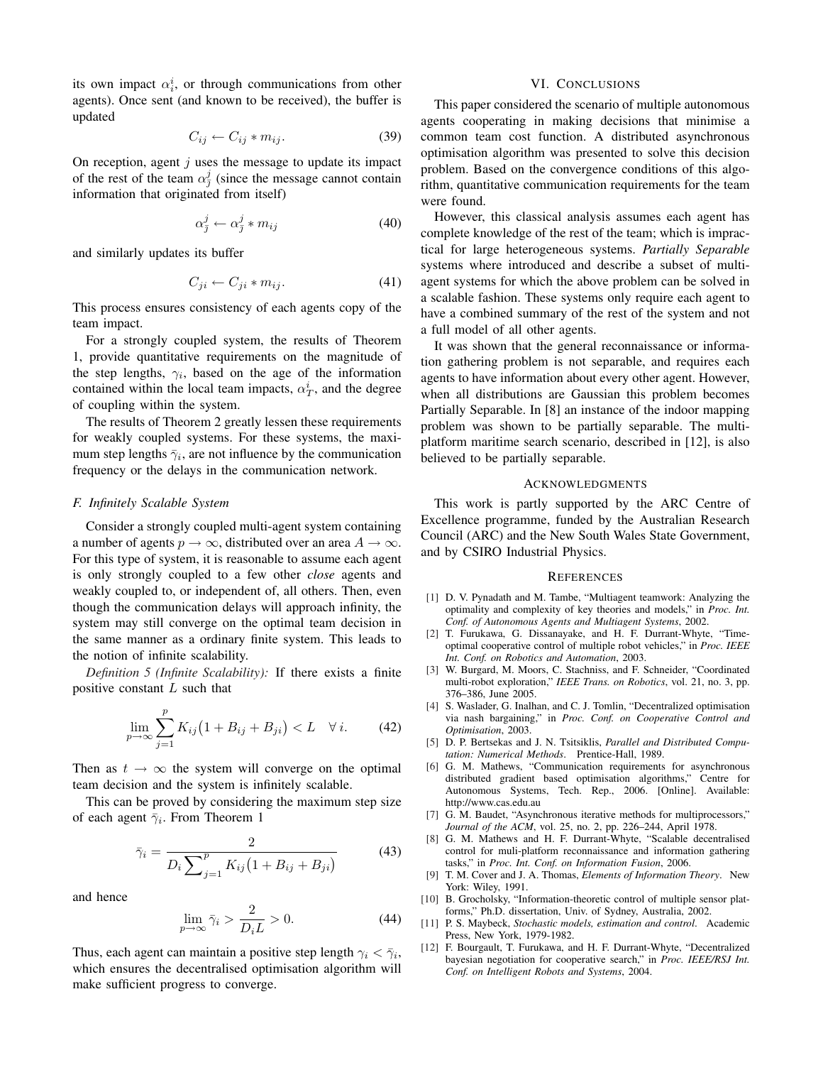its own impact $\alpha_i^i$, or through communications from other agents). Once sent (and known to be received), the buffer is updated

$$C_{ij} \leftarrow C_{ij} * m_{ij}. \tag{39}$$

On reception, agent $j$ uses the message to update its impact of the rest of the team $\alpha_{\bar{j}}^j$ (since the message cannot contain information that originated from itself)

$$\alpha_{\bar{j}}^j \leftarrow \alpha_{\bar{j}}^j * m_{ij} \tag{40}$$

and similarly updates its buffer

$$C_{ji} \leftarrow C_{ji} * m_{ij}. \tag{41}$$

This process ensures consistency of each agents copy of the team impact.

For a strongly coupled system, the results of Theorem 1, provide quantitative requirements on the magnitude of the step lengths, $\gamma_i$, based on the age of the information contained within the local team impacts, $\alpha_T^i$, and the degree of coupling within the system.

The results of Theorem 2 greatly lessen these requirements for weakly coupled systems. For these systems, the maximum step lengths $\bar{\gamma}_i$, are not influence by the communication frequency or the delays in the communication network.

### F. Infinitely Scalable System

Consider a strongly coupled multi-agent system containing a number of agents $p \to \infty$, distributed over an area $A \to \infty$. For this type of system, it is reasonable to assume each agent is only strongly coupled to a few other *close* agents and weakly coupled to, or independent of, all others. Then, even though the communication delays will approach infinity, the system may still converge on the optimal team decision in the same manner as a ordinary finite system. This leads to the notion of infinite scalability.

*Definition 5 (Infinite Scalability):* If there exists a finite positive constant $L$ such that

$$\lim_{p \to \infty} \sum_{j=1}^{p} K_{ij}\big(1 + B_{ij} + B_{ji}\big) < L \quad \forall\, i. \tag{42}$$

Then as $t \to \infty$ the system will converge on the optimal team decision and the system is infinitely scalable.

This can be proved by considering the maximum step size of each agent $\bar{\gamma}_i$. From Theorem 1

$$\bar{\gamma}_i = \frac{2}{D_i \sum_{j=1}^{p} K_{ij}\big(1 + B_{ij} + B_{ji}\big)} \tag{43}$$

and hence

$$\lim_{p \to \infty} \bar{\gamma}_i > \frac{2}{D_i L} > 0. \tag{44}$$

Thus, each agent can maintain a positive step length $\gamma_i < \bar{\gamma}_i$, which ensures the decentralised optimisation algorithm will make sufficient progress to converge.

## VI. Conclusions

This paper considered the scenario of multiple autonomous agents cooperating in making decisions that minimise a common team cost function. A distributed asynchronous optimisation algorithm was presented to solve this decision problem. Based on the convergence conditions of this algorithm, quantitative communication requirements for the team were found.

However, this classical analysis assumes each agent has complete knowledge of the rest of the team; which is impractical for large heterogeneous systems. *Partially Separable* systems where introduced and describe a subset of multi-agent systems for which the above problem can be solved in a scalable fashion. These systems only require each agent to have a combined summary of the rest of the system and not a full model of all other agents.

It was shown that the general reconnaissance or information gathering problem is not separable, and requires each agents to have information about every other agent. However, when all distributions are Gaussian this problem becomes Partially Separable. In [8] an instance of the indoor mapping problem was shown to be partially separable. The multi-platform maritime search scenario, described in [12], is also believed to be partially separable.

## Acknowledgments

This work is partly supported by the ARC Centre of Excellence programme, funded by the Australian Research Council (ARC) and the New South Wales State Government, and by CSIRO Industrial Physics.

## References

[1] D. V. Pynadath and M. Tambe, "Multiagent teamwork: Analyzing the optimality and complexity of key theories and models," in *Proc. Int. Conf. of Autonomous Agents and Multiagent Systems*, 2002.

[2] T. Furukawa, G. Dissanayake, and H. F. Durrant-Whyte, "Time-optimal cooperative control of multiple robot vehicles," in *Proc. IEEE Int. Conf. on Robotics and Automation*, 2003.

[3] W. Burgard, M. Moors, C. Stachniss, and F. Schneider, "Coordinated multi-robot exploration," *IEEE Trans. on Robotics*, vol. 21, no. 3, pp. 376–386, June 2005.

[4] S. Waslader, G. Inalhan, and C. J. Tomlin, "Decentralized optimisation via nash bargaining," in *Proc. Conf. on Cooperative Control and Optimisation*, 2003.

[5] D. P. Bertsekas and J. N. Tsitsiklis, *Parallel and Distributed Computation: Numerical Methods*. Prentice-Hall, 1989.

[6] G. M. Mathews, "Communication requirements for asynchronous distributed gradient based optimisation algorithms," Centre for Autonomous Systems, Tech. Rep., 2006. [Online]. Available: http://www.cas.edu.au

[7] G. M. Baudet, "Asynchronous iterative methods for multiprocessors," *Journal of the ACM*, vol. 25, no. 2, pp. 226–244, April 1978.

[8] G. M. Mathews and H. F. Durrant-Whyte, "Scalable decentralised control for muli-platform reconnaissance and information gathering tasks," in *Proc. Int. Conf. on Information Fusion*, 2006.

[9] T. M. Cover and J. A. Thomas, *Elements of Information Theory*. New York: Wiley, 1991.

[10] B. Grocholsky, "Information-theoretic control of multiple sensor platforms," Ph.D. dissertation, Univ. of Sydney, Australia, 2002.

[11] P. S. Maybeck, *Stochastic models, estimation and control*. Academic Press, New York, 1979-1982.

[12] F. Bourgault, T. Furukawa, and H. F. Durrant-Whyte, "Decentralized bayesian negotiation for cooperative search," in *Proc. IEEE/RSJ Int. Conf. on Intelligent Robots and Systems*, 2004.